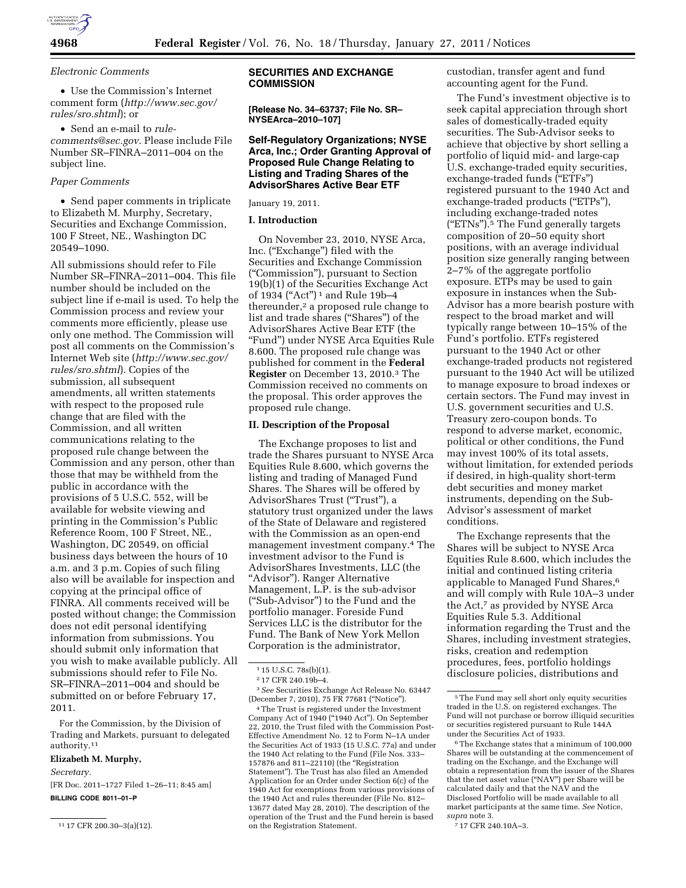*Electronic Comments*

- Use the Commission's Internet comment form (*http://www.sec.gov/rules/sro.shtml*); or
- Send an e-mail to *rule-comments@sec.gov*. Please include File Number SR–FINRA–2011–004 on the subject line.

*Paper Comments*

- Send paper comments in triplicate to Elizabeth M. Murphy, Secretary, Securities and Exchange Commission, 100 F Street, NE., Washington DC 20549–1090.

All submissions should refer to File Number SR–FINRA–2011–004. This file number should be included on the subject line if e-mail is used. To help the Commission process and review your comments more efficiently, please use only one method. The Commission will post all comments on the Commission's Internet Web site (*http://www.sec.gov/rules/sro.shtml*). Copies of the submission, all subsequent amendments, all written statements with respect to the proposed rule change that are filed with the Commission, and all written communications relating to the proposed rule change between the Commission and any person, other than those that may be withheld from the public in accordance with the provisions of 5 U.S.C. 552, will be available for website viewing and printing in the Commission's Public Reference Room, 100 F Street, NE., Washington, DC 20549, on official business days between the hours of 10 a.m. and 3 p.m. Copies of such filing also will be available for inspection and copying at the principal office of FINRA. All comments received will be posted without change; the Commission does not edit personal identifying information from submissions. You should submit only information that you wish to make available publicly. All submissions should refer to File No. SR–FINRA–2011–004 and should be submitted on or before February 17, 2011.

For the Commission, by the Division of Trading and Markets, pursuant to delegated authority.[11]

**Elizabeth M. Murphy,**

*Secretary.*

[FR Doc. 2011–1727 Filed 1–26–11; 8:45 am]

**BILLING CODE 8011–01–P**

[11] 17 CFR 200.30–3(a)(12).

## SECURITIES AND EXCHANGE COMMISSION

**[Release No. 34–63737; File No. SR–NYSEArca–2010–107]**

## Self-Regulatory Organizations; NYSE Arca, Inc.; Order Granting Approval of Proposed Rule Change Relating to Listing and Trading Shares of the AdvisorShares Active Bear ETF

January 19, 2011.

### I. Introduction

On November 23, 2010, NYSE Arca, Inc. ("Exchange") filed with the Securities and Exchange Commission ("Commission"), pursuant to Section 19(b)(1) of the Securities Exchange Act of 1934 ("Act")[1] and Rule 19b–4 thereunder,[2] a proposed rule change to list and trade shares ("Shares") of the AdvisorShares Active Bear ETF (the "Fund") under NYSE Arca Equities Rule 8.600. The proposed rule change was published for comment in the **Federal Register** on December 13, 2010.[3] The Commission received no comments on the proposal. This order approves the proposed rule change.

### II. Description of the Proposal

The Exchange proposes to list and trade the Shares pursuant to NYSE Arca Equities Rule 8.600, which governs the listing and trading of Managed Fund Shares. The Shares will be offered by AdvisorShares Trust ("Trust"), a statutory trust organized under the laws of the State of Delaware and registered with the Commission as an open-end management investment company.[4] The investment advisor to the Fund is AdvisorShares Investments, LLC (the "Advisor"). Ranger Alternative Management, L.P. is the sub-advisor ("Sub-Advisor") to the Fund and the portfolio manager. Foreside Fund Services LLC is the distributor for the Fund. The Bank of New York Mellon Corporation is the administrator, custodian, transfer agent and fund accounting agent for the Fund.

The Fund's investment objective is to seek capital appreciation through short sales of domestically-traded equity securities. The Sub-Advisor seeks to achieve that objective by short selling a portfolio of liquid mid- and large-cap U.S. exchange-traded equity securities, exchange-traded funds ("ETFs") registered pursuant to the 1940 Act and exchange-traded products ("ETPs"), including exchange-traded notes ("ETNs").[5] The Fund generally targets composition of 20–50 equity short positions, with an average individual position size generally ranging between 2–7% of the aggregate portfolio exposure. ETPs may be used to gain exposure in instances when the Sub-Advisor has a more bearish posture with respect to the broad market and will typically range between 10–15% of the Fund's portfolio. ETFs registered pursuant to the 1940 Act or other exchange-traded products not registered pursuant to the 1940 Act will be utilized to manage exposure to broad indexes or certain sectors. The Fund may invest in U.S. government securities and U.S. Treasury zero-coupon bonds. To respond to adverse market, economic, political or other conditions, the Fund may invest 100% of its total assets, without limitation, for extended periods if desired, in high-quality short-term debt securities and money market instruments, depending on the Sub-Advisor's assessment of market conditions.

The Exchange represents that the Shares will be subject to NYSE Arca Equities Rule 8.600, which includes the initial and continued listing criteria applicable to Managed Fund Shares,[6] and will comply with Rule 10A–3 under the Act,[7] as provided by NYSE Arca Equities Rule 5.3. Additional information regarding the Trust and the Shares, including investment strategies, risks, creation and redemption procedures, fees, portfolio holdings disclosure policies, distributions and

[1] 15 U.S.C. 78s(b)(1).

[2] 17 CFR 240.19b–4.

[3] *See* Securities Exchange Act Release No. 63447 (December 7, 2010), 75 FR 77681 ("Notice").

[4] The Trust is registered under the Investment Company Act of 1940 ("1940 Act"). On September 22, 2010, the Trust filed with the Commission Post-Effective Amendment No. 12 to Form N–1A under the Securities Act of 1933 (15 U.S.C. 77a) and under the 1940 Act relating to the Fund (File Nos. 333–157876 and 811–22110) (the "Registration Statement"). The Trust has also filed an Amended Application for an Order under Section 6(c) of the 1940 Act for exemptions from various provisions of the 1940 Act and rules thereunder (File No. 812–13677 dated May 28, 2010). The description of the operation of the Trust and the Fund herein is based on the Registration Statement.

[5] The Fund may sell short only equity securities traded in the U.S. on registered exchanges. The Fund will not purchase or borrow illiquid securities or securities registered pursuant to Rule 144A under the Securities Act of 1933.

[6] The Exchange states that a minimum of 100,000 Shares will be outstanding at the commencement of trading on the Exchange, and the Exchange will obtain a representation from the issuer of the Shares that the net asset value ("NAV") per Share will be calculated daily and that the NAV and the Disclosed Portfolio will be made available to all market participants at the same time. *See* Notice, *supra* note 3.

[7] 17 CFR 240.10A–3.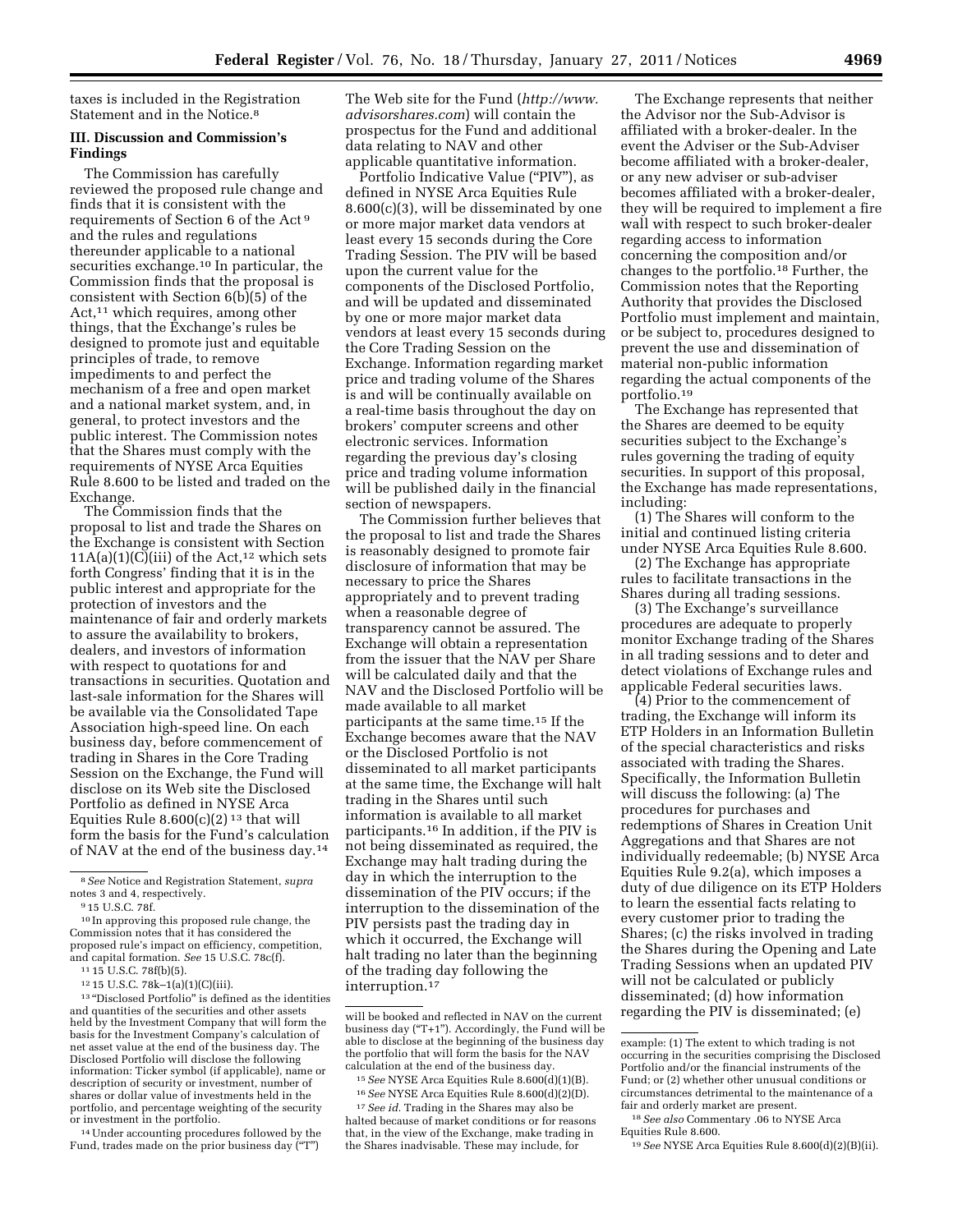taxes is included in the Registration Statement and in the Notice.[8]

### III. Discussion and Commission's Findings

The Commission has carefully reviewed the proposed rule change and finds that it is consistent with the requirements of Section 6 of the Act [9] and the rules and regulations thereunder applicable to a national securities exchange.[10] In particular, the Commission finds that the proposal is consistent with Section 6(b)(5) of the Act,[11] which requires, among other things, that the Exchange's rules be designed to promote just and equitable principles of trade, to remove impediments to and perfect the mechanism of a free and open market and a national market system, and, in general, to protect investors and the public interest. The Commission notes that the Shares must comply with the requirements of NYSE Arca Equities Rule 8.600 to be listed and traded on the Exchange.

The Commission finds that the proposal to list and trade the Shares on the Exchange is consistent with Section 11A(a)(1)(C)(iii) of the Act,[12] which sets forth Congress' finding that it is in the public interest and appropriate for the protection of investors and the maintenance of fair and orderly markets to assure the availability to brokers, dealers, and investors of information with respect to quotations for and transactions in securities. Quotation and last-sale information for the Shares will be available via the Consolidated Tape Association high-speed line. On each business day, before commencement of trading in Shares in the Core Trading Session on the Exchange, the Fund will disclose on its Web site the Disclosed Portfolio as defined in NYSE Arca Equities Rule 8.600(c)(2) [13] that will form the basis for the Fund's calculation of NAV at the end of the business day.[14] The Web site for the Fund (*http://www.advisorshares.com*) will contain the prospectus for the Fund and additional data relating to NAV and other applicable quantitative information.

Portfolio Indicative Value ("PIV"), as defined in NYSE Arca Equities Rule 8.600(c)(3), will be disseminated by one or more major market data vendors at least every 15 seconds during the Core Trading Session. The PIV will be based upon the current value for the components of the Disclosed Portfolio, and will be updated and disseminated by one or more major market data vendors at least every 15 seconds during the Core Trading Session on the Exchange. Information regarding market price and trading volume of the Shares is and will be continually available on a real-time basis throughout the day on brokers' computer screens and other electronic services. Information regarding the previous day's closing price and trading volume information will be published daily in the financial section of newspapers.

The Commission further believes that the proposal to list and trade the Shares is reasonably designed to promote fair disclosure of information that may be necessary to price the Shares appropriately and to prevent trading when a reasonable degree of transparency cannot be assured. The Exchange will obtain a representation from the issuer that the NAV per Share will be calculated daily and that the NAV and the Disclosed Portfolio will be made available to all market participants at the same time.[15] If the Exchange becomes aware that the NAV or the Disclosed Portfolio is not disseminated to all market participants at the same time, the Exchange will halt trading in the Shares until such information is available to all market participants.[16] In addition, if the PIV is not being disseminated as required, the Exchange may halt trading during the day in which the interruption to the dissemination of the PIV occurs; if the interruption to the dissemination of the PIV persists past the trading day in which it occurred, the Exchange will halt trading no later than the beginning of the trading day following the interruption.[17]

The Exchange represents that neither the Advisor nor the Sub-Advisor is affiliated with a broker-dealer. In the event the Adviser or the Sub-Adviser become affiliated with a broker-dealer, or any new adviser or sub-adviser becomes affiliated with a broker-dealer, they will be required to implement a fire wall with respect to such broker-dealer regarding access to information concerning the composition and/or changes to the portfolio.[18] Further, the Commission notes that the Reporting Authority that provides the Disclosed Portfolio must implement and maintain, or be subject to, procedures designed to prevent the use and dissemination of material non-public information regarding the actual components of the portfolio.[19]

The Exchange has represented that the Shares are deemed to be equity securities subject to the Exchange's rules governing the trading of equity securities. In support of this proposal, the Exchange has made representations, including:

(1) The Shares will conform to the initial and continued listing criteria under NYSE Arca Equities Rule 8.600.

(2) The Exchange has appropriate rules to facilitate transactions in the Shares during all trading sessions.

(3) The Exchange's surveillance procedures are adequate to properly monitor Exchange trading of the Shares in all trading sessions and to deter and detect violations of Exchange rules and applicable Federal securities laws.

(4) Prior to the commencement of trading, the Exchange will inform its ETP Holders in an Information Bulletin of the special characteristics and risks associated with trading the Shares. Specifically, the Information Bulletin will discuss the following: (a) The procedures for purchases and redemptions of Shares in Creation Unit Aggregations and that Shares are not individually redeemable; (b) NYSE Arca Equities Rule 9.2(a), which imposes a duty of due diligence on its ETP Holders to learn the essential facts relating to every customer prior to trading the Shares; (c) the risks involved in trading the Shares during the Opening and Late Trading Sessions when an updated PIV will not be calculated or publicly disseminated; (d) how information regarding the PIV is disseminated; (e)

---

[8] *See* Notice and Registration Statement, *supra* notes 3 and 4, respectively.

[9] 15 U.S.C. 78f.

[10] In approving this proposed rule change, the Commission notes that it has considered the proposed rule's impact on efficiency, competition, and capital formation. *See* 15 U.S.C. 78c(f).

[11] 15 U.S.C. 78f(b)(5).

[12] 15 U.S.C. 78k–1(a)(1)(C)(iii).

[13] "Disclosed Portfolio" is defined as the identities and quantities of the securities and other assets held by the Investment Company that will form the basis for the Investment Company's calculation of net asset value at the end of the business day. The Disclosed Portfolio will disclose the following information: Ticker symbol (if applicable), name or description of security or investment, number of shares or dollar value of investments held in the portfolio, and percentage weighting of the security or investment in the portfolio.

[14] Under accounting procedures followed by the Fund, trades made on the prior business day ("T") will be booked and reflected in NAV on the current business day ("T+1"). Accordingly, the Fund will be able to disclose at the beginning of the business day the portfolio that will form the basis for the NAV calculation at the end of the business day.

[15] *See* NYSE Arca Equities Rule 8.600(d)(1)(B).

[16] *See* NYSE Arca Equities Rule 8.600(d)(2)(D).

[17] *See id.* Trading in the Shares may also be halted because of market conditions or for reasons that, in the view of the Exchange, make trading in the Shares inadvisable. These may include, for example: (1) The extent to which trading is not occurring in the securities comprising the Disclosed Portfolio and/or the financial instruments of the Fund; or (2) whether other unusual conditions or circumstances detrimental to the maintenance of a fair and orderly market are present.

[18] *See also* Commentary .06 to NYSE Arca Equities Rule 8.600.

[19] *See* NYSE Arca Equities Rule 8.600(d)(2)(B)(ii).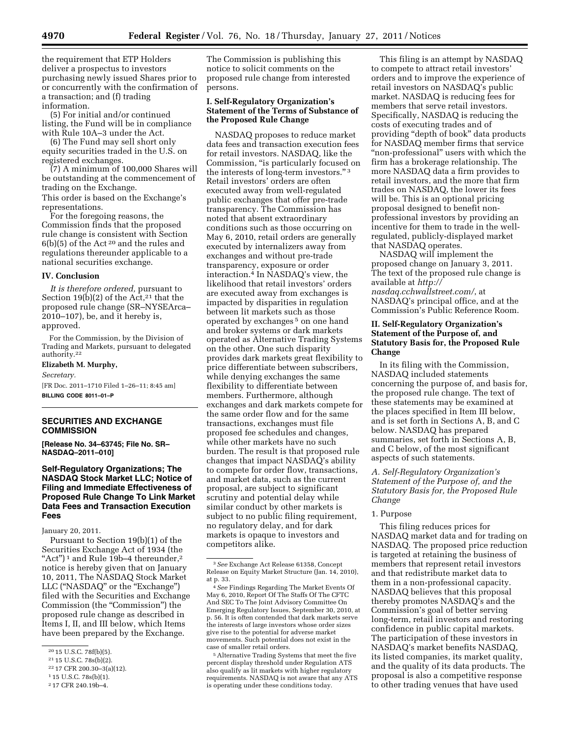the requirement that ETP Holders deliver a prospectus to investors purchasing newly issued Shares prior to or concurrently with the confirmation of a transaction; and (f) trading information.

(5) For initial and/or continued listing, the Fund will be in compliance with Rule 10A–3 under the Act.

(6) The Fund may sell short only equity securities traded in the U.S. on registered exchanges.

(7) A minimum of 100,000 Shares will be outstanding at the commencement of trading on the Exchange.

This order is based on the Exchange's representations.

For the foregoing reasons, the Commission finds that the proposed rule change is consistent with Section 6(b)(5) of the Act [20] and the rules and regulations thereunder applicable to a national securities exchange.

## IV. Conclusion

*It is therefore ordered,* pursuant to Section 19(b)(2) of the Act,[21] that the proposed rule change (SR–NYSEArca–2010–107), be, and it hereby is, approved.

For the Commission, by the Division of Trading and Markets, pursuant to delegated authority.[22]

**Elizabeth M. Murphy,**

*Secretary.*

[FR Doc. 2011–1710 Filed 1–26–11; 8:45 am]

**BILLING CODE 8011–01–P**

[20] 15 U.S.C. 78f(b)(5).

[21] 15 U.S.C. 78s(b)(2).

[22] 17 CFR 200.30–3(a)(12).

## SECURITIES AND EXCHANGE COMMISSION

**[Release No. 34–63745; File No. SR–NASDAQ–2011–010]**

## Self-Regulatory Organizations; The NASDAQ Stock Market LLC; Notice of Filing and Immediate Effectiveness of Proposed Rule Change To Link Market Data Fees and Transaction Execution Fees

January 20, 2011.

Pursuant to Section 19(b)(1) of the Securities Exchange Act of 1934 (the "Act") [1] and Rule 19b–4 thereunder,[2] notice is hereby given that on January 10, 2011, The NASDAQ Stock Market LLC ("NASDAQ" or the "Exchange") filed with the Securities and Exchange Commission (the "Commission") the proposed rule change as described in Items I, II, and III below, which Items have been prepared by the Exchange. The Commission is publishing this notice to solicit comments on the proposed rule change from interested persons.

[1] 15 U.S.C. 78s(b)(1).

[2] 17 CFR 240.19b–4.

### I. Self-Regulatory Organization's Statement of the Terms of Substance of the Proposed Rule Change

NASDAQ proposes to reduce market data fees and transaction execution fees for retail investors. NASDAQ, like the Commission, "is particularly focused on the interests of long-term investors." [3] Retail investors' orders are often executed away from well-regulated public exchanges that offer pre-trade transparency. The Commission has noted that absent extraordinary conditions such as those occurring on May 6, 2010, retail orders are generally executed by internalizers away from exchanges and without pre-trade transparency, exposure or order interaction.[4] In NASDAQ's view, the likelihood that retail investors' orders are executed away from exchanges is impacted by disparities in regulation between lit markets such as those operated by exchanges [5] on one hand and broker systems or dark markets operated as Alternative Trading Systems on the other. One such disparity provides dark markets great flexibility to price differentiate between subscribers, while denying exchanges the same flexibility to differentiate between members. Furthermore, although exchanges and dark markets compete for the same order flow and for the same transactions, exchanges must file proposed fee schedules and changes, while other markets have no such burden. The result is that proposed rule changes that impact NASDAQ's ability to compete for order flow, transactions, and market data, such as the current proposal, are subject to significant scrutiny and potential delay while similar conduct by other markets is subject to no public filing requirement, no regulatory delay, and for dark markets is opaque to investors and competitors alike.

[3] *See* Exchange Act Release 61358, Concept Release on Equity Market Structure (Jan. 14, 2010), at p. 33.

[4] *See* Findings Regarding The Market Events Of May 6, 2010, Report Of The Staffs Of The CFTC And SEC To The Joint Advisory Committee On Emerging Regulatory Issues, September 30, 2010, at p. 56. It is often contended that dark markets serve the interests of large investors whose order sizes give rise to the potential for adverse market movements. Such potential does not exist in the case of smaller retail orders.

[5] Alternative Trading Systems that meet the five percent display threshold under Regulation ATS also qualify as lit markets with higher regulatory requirements. NASDAQ is not aware that any ATS is operating under these conditions today.

This filing is an attempt by NASDAQ to compete to attract retail investors' orders and to improve the experience of retail investors on NASDAQ's public market. NASDAQ is reducing fees for members that serve retail investors. Specifically, NASDAQ is reducing the costs of executing trades and of providing "depth of book" data products for NASDAQ member firms that service "non-professional" users with which the firm has a brokerage relationship. The more NASDAQ data a firm provides to retail investors, and the more that firm trades on NASDAQ, the lower its fees will be. This is an optional pricing proposal designed to benefit non-professional investors by providing an incentive for them to trade in the well-regulated, publicly-displayed market that NASDAQ operates.

NASDAQ will implement the proposed change on January 3, 2011. The text of the proposed rule change is available at *http://nasdaq.cchwallstreet.com/*, at NASDAQ's principal office, and at the Commission's Public Reference Room.

### II. Self-Regulatory Organization's Statement of the Purpose of, and Statutory Basis for, the Proposed Rule Change

In its filing with the Commission, NASDAQ included statements concerning the purpose of, and basis for, the proposed rule change. The text of these statements may be examined at the places specified in Item III below, and is set forth in Sections A, B, and C below. NASDAQ has prepared summaries, set forth in Sections A, B, and C below, of the most significant aspects of such statements.

#### *A. Self-Regulatory Organization's Statement of the Purpose of, and the Statutory Basis for, the Proposed Rule Change*

1. Purpose

This filing reduces prices for NASDAQ market data and for trading on NASDAQ. The proposed price reduction is targeted at retaining the business of members that represent retail investors and that redistribute market data to them in a non-professional capacity. NASDAQ believes that this proposal thereby promotes NASDAQ's and the Commission's goal of better serving long-term, retail investors and restoring confidence in public capital markets. The participation of these investors in NASDAQ's market benefits NASDAQ, its listed companies, its market quality, and the quality of its data products. The proposal is also a competitive response to other trading venues that have used